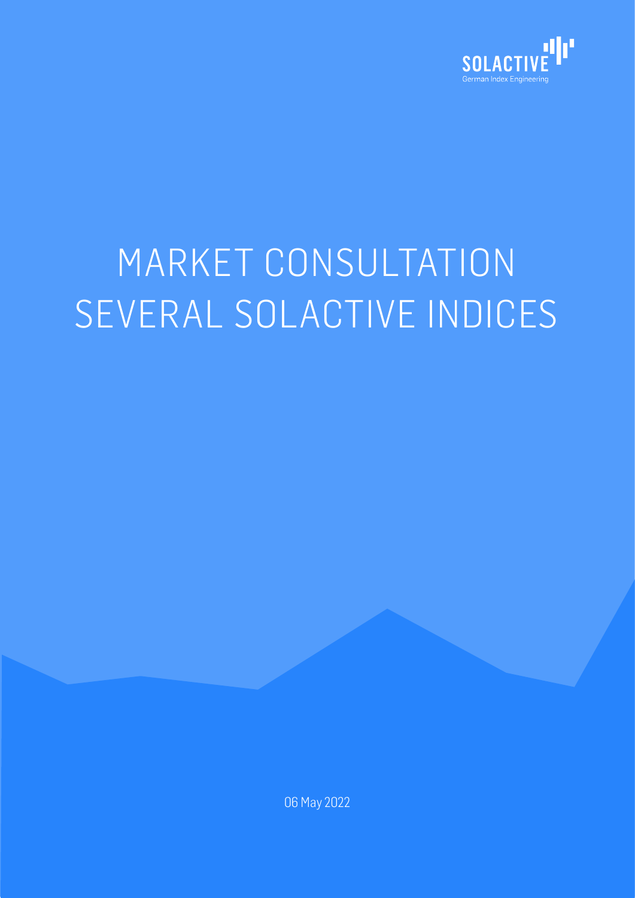# MARKET CONSULTATION SEVERAL SOLACTIVE INDICES

06 May 2022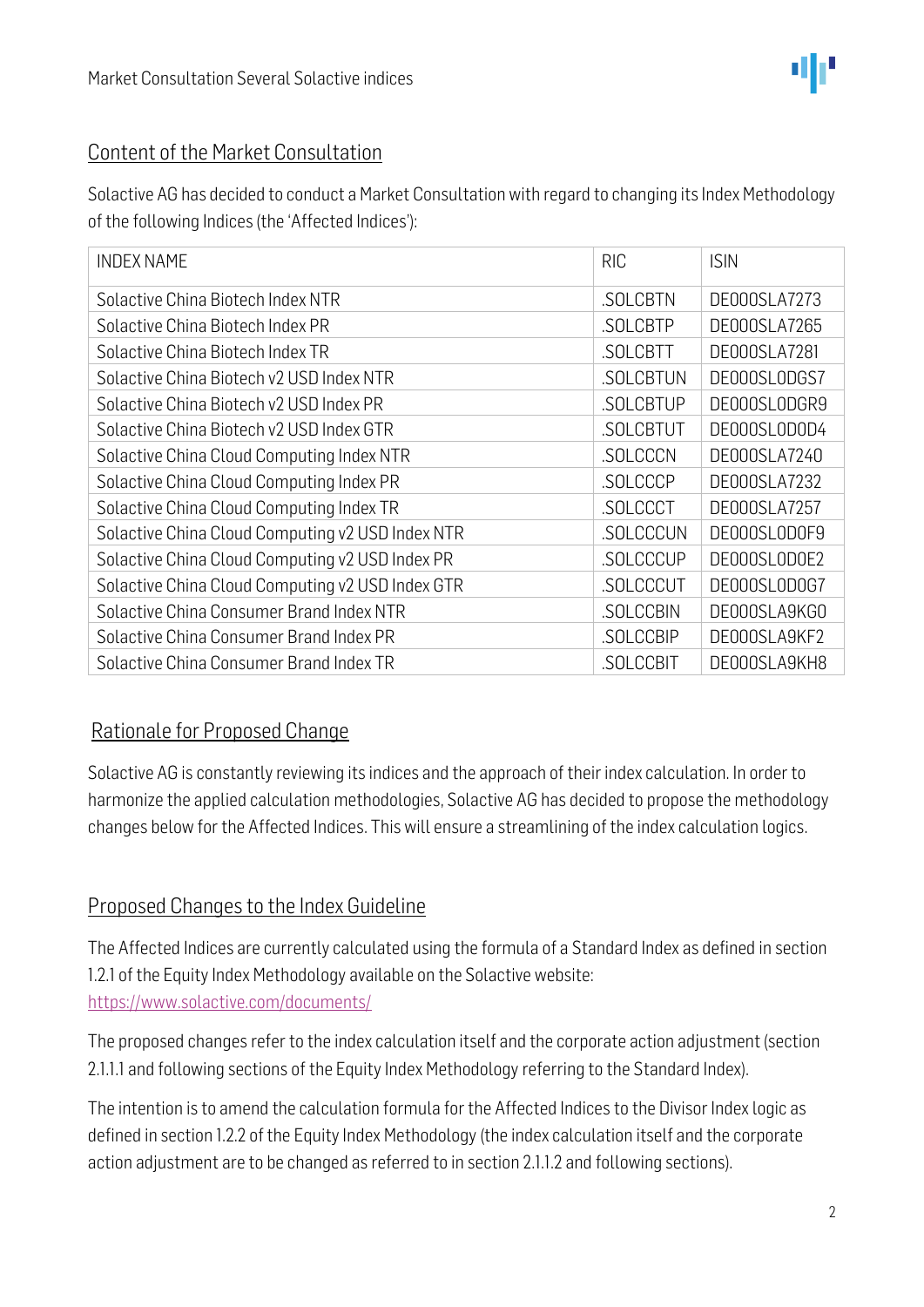## Content of the Market Consultation

Solactive AG has decided to conduct a Market Consultation with regard to changing its Index Methodology of the following Indices (the 'Affected Indices'):

| INDEX NAME | RIC | ISIN |
|---|---|---|
| Solactive China Biotech Index NTR | .SOLCBTN | DE000SLA7273 |
| Solactive China Biotech Index PR | .SOLCBTP | DE000SLA7265 |
| Solactive China Biotech Index TR | .SOLCBTT | DE000SLA7281 |
| Solactive China Biotech v2 USD Index NTR | .SOLCBTUN | DE000SL0DGS7 |
| Solactive China Biotech v2 USD Index PR | .SOLCBTUP | DE000SL0DGR9 |
| Solactive China Biotech v2 USD Index GTR | .SOLCBTUT | DE000SL0D0D4 |
| Solactive China Cloud Computing Index NTR | .SOLCCCN | DE000SLA7240 |
| Solactive China Cloud Computing Index PR | .SOLCCCP | DE000SLA7232 |
| Solactive China Cloud Computing Index TR | .SOLCCCT | DE000SLA7257 |
| Solactive China Cloud Computing v2 USD Index NTR | .SOLCCCUN | DE000SL0D0F9 |
| Solactive China Cloud Computing v2 USD Index PR | .SOLCCCUP | DE000SL0D0E2 |
| Solactive China Cloud Computing v2 USD Index GTR | .SOLCCCUT | DE000SL0D0G7 |
| Solactive China Consumer Brand Index NTR | .SOLCCBIN | DE000SLA9KG0 |
| Solactive China Consumer Brand Index PR | .SOLCCBIP | DE000SLA9KF2 |
| Solactive China Consumer Brand Index TR | .SOLCCBIT | DE000SLA9KH8 |

## Rationale for Proposed Change

Solactive AG is constantly reviewing its indices and the approach of their index calculation. In order to harmonize the applied calculation methodologies, Solactive AG has decided to propose the methodology changes below for the Affected Indices. This will ensure a streamlining of the index calculation logics.

## Proposed Changes to the Index Guideline

The Affected Indices are currently calculated using the formula of a Standard Index as defined in section 1.2.1 of the Equity Index Methodology available on the Solactive website: [https://www.solactive.com/documents/](https://www.solactive.com/documents/)

The proposed changes refer to the index calculation itself and the corporate action adjustment (section 2.1.1.1 and following sections of the Equity Index Methodology referring to the Standard Index).

The intention is to amend the calculation formula for the Affected Indices to the Divisor Index logic as defined in section 1.2.2 of the Equity Index Methodology (the index calculation itself and the corporate action adjustment are to be changed as referred to in section 2.1.1.2 and following sections).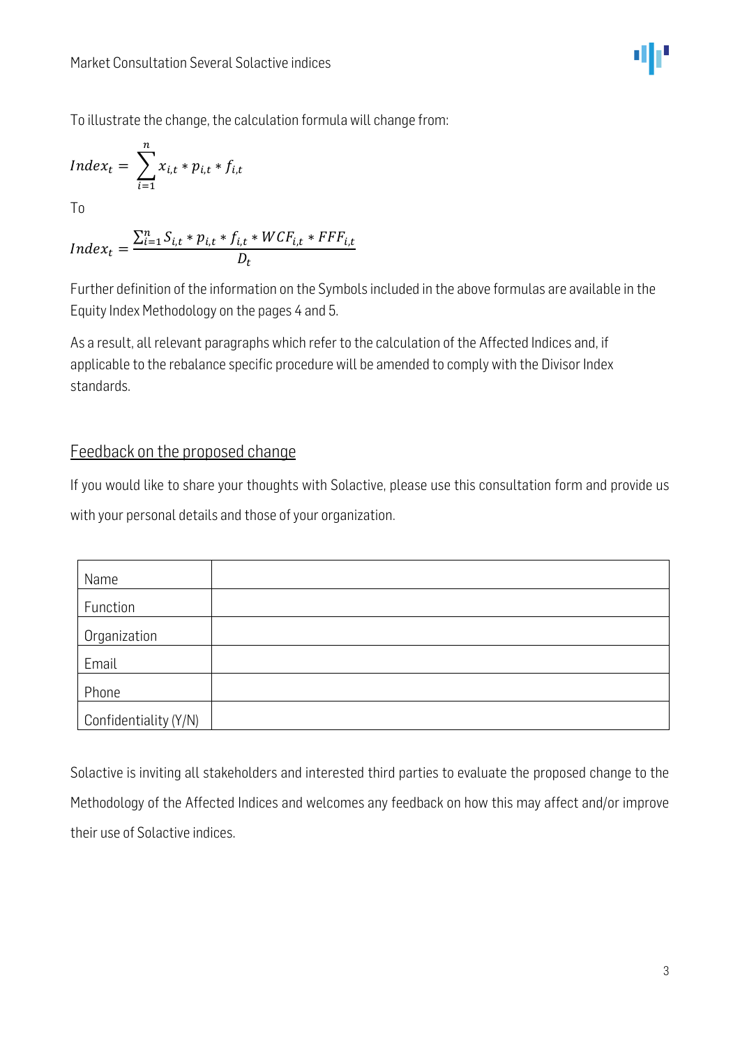To illustrate the change, the calculation formula will change from:

$$Index_t = \sum_{i=1}^{n} x_{i,t} * p_{i,t} * f_{i,t}$$

To

$$Index_t = \frac{\sum_{i=1}^{n} S_{i,t} * p_{i,t} * f_{i,t} * WCF_{i,t} * FFF_{i,t}}{D_t}$$

Further definition of the information on the Symbols included in the above formulas are available in the Equity Index Methodology on the pages 4 and 5.

As a result, all relevant paragraphs which refer to the calculation of the Affected Indices and, if applicable to the rebalance specific procedure will be amended to comply with the Divisor Index standards.

## Feedback on the proposed change

If you would like to share your thoughts with Solactive, please use this consultation form and provide us with your personal details and those of your organization.

| | |
|---|---|
| Name | |
| Function | |
| Organization | |
| Email | |
| Phone | |
| Confidentiality (Y/N) | |

Solactive is inviting all stakeholders and interested third parties to evaluate the proposed change to the Methodology of the Affected Indices and welcomes any feedback on how this may affect and/or improve their use of Solactive indices.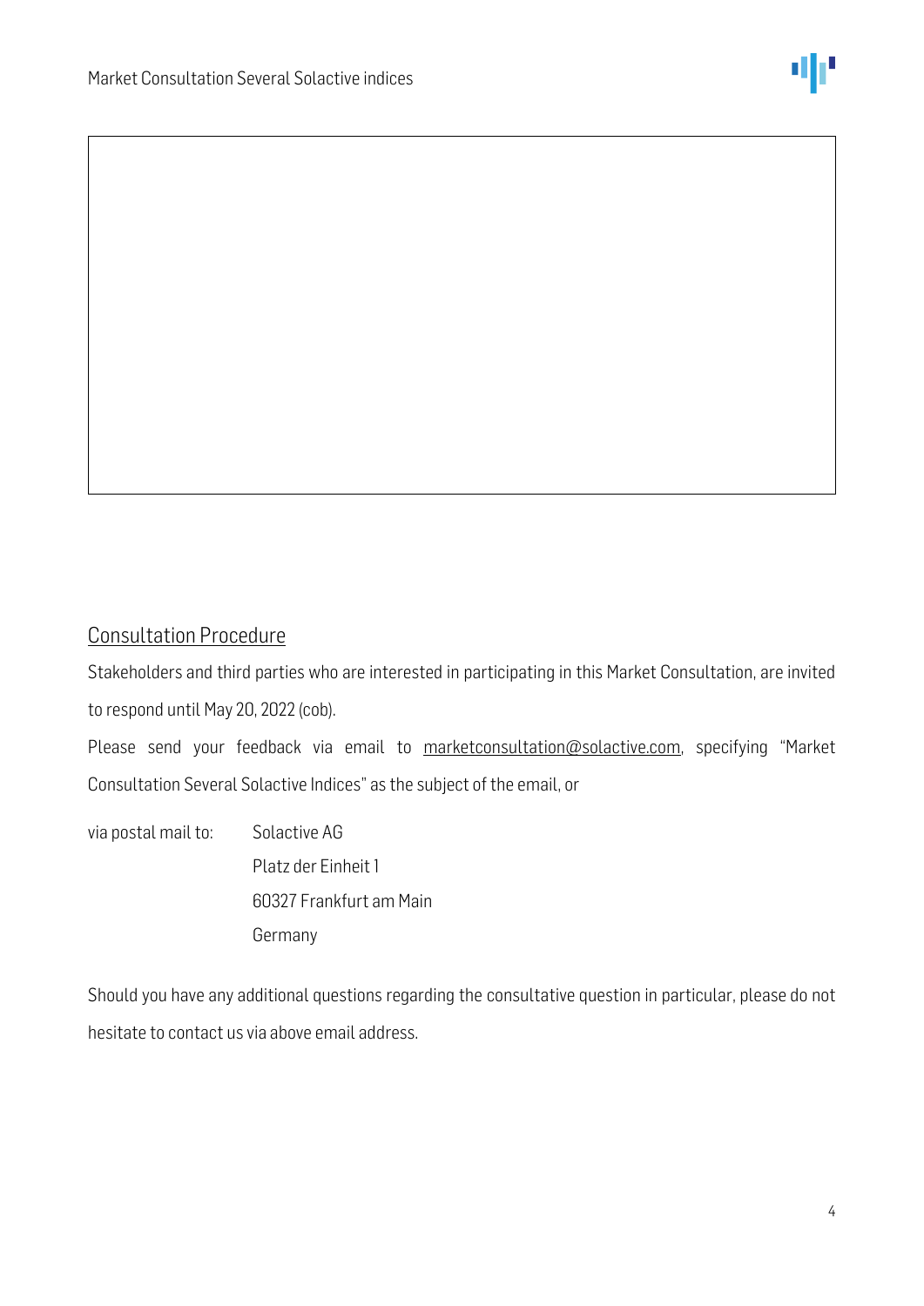## Consultation Procedure

Stakeholders and third parties who are interested in participating in this Market Consultation, are invited to respond until May 20, 2022 (cob).

Please send your feedback via email to marketconsultation@solactive.com, specifying "Market Consultation Several Solactive Indices" as the subject of the email, or

via postal mail to:

Solactive AG
Platz der Einheit 1
60327 Frankfurt am Main
Germany

Should you have any additional questions regarding the consultative question in particular, please do not hesitate to contact us via above email address.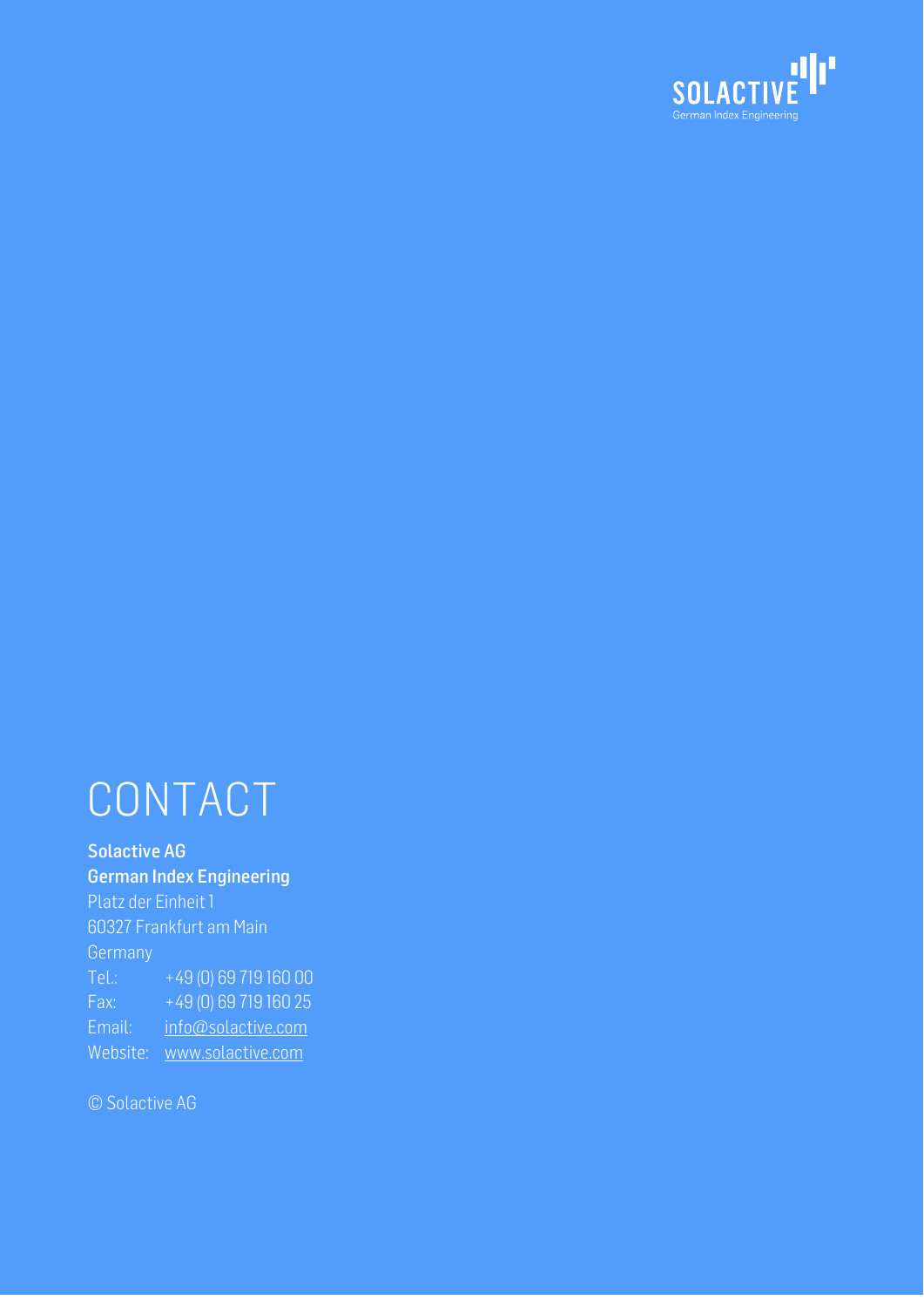# CONTACT

**Solactive AG**
**German Index Engineering**
Platz der Einheit 1
60327 Frankfurt am Main
Germany

| | |
|---|---|
| Tel.: | +49 (0) 69 719 160 00 |
| Fax: | +49 (0) 69 719 160 25 |
| Email: | info@solactive.com |
| Website: | www.solactive.com |

© Solactive AG